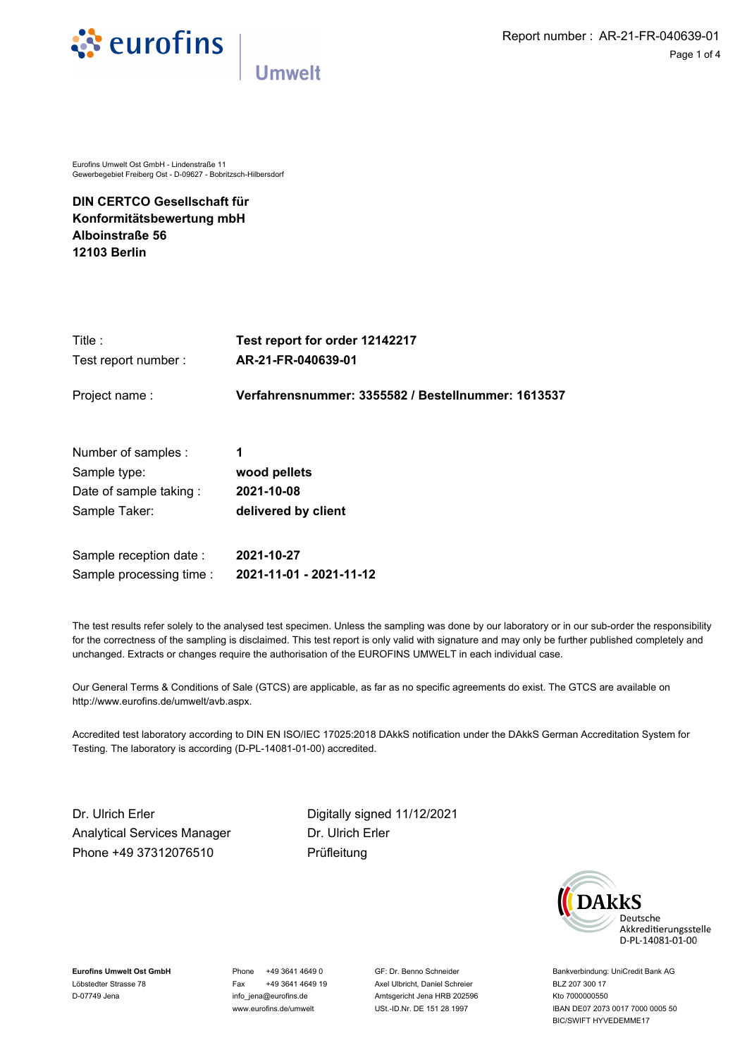Eurofins Umwelt Ost GmbH - Lindenstraße 11
Gewerbegebiet Freiberg Ost - D-09627 - Bobritzsch-Hilbersdorf

**DIN CERTCO Gesellschaft für Konformitätsbewertung mbH**
**Alboinstraße 56**
**12103 Berlin**

| | |
|---|---|
| Title : | **Test report for order 12142217** |
| Test report number : | **AR-21-FR-040639-01** |
| Project name : | **Verfahrensnummer: 3355582 / Bestellnummer: 1613537** |
| Number of samples : | **1** |
| Sample type: | **wood pellets** |
| Date of sample taking : | **2021-10-08** |
| Sample Taker: | **delivered by client** |
| Sample reception date : | **2021-10-27** |
| Sample processing time : | **2021-11-01 - 2021-11-12** |

The test results refer solely to the analysed test specimen. Unless the sampling was done by our laboratory or in our sub-order the responsibility for the correctness of the sampling is disclaimed. This test report is only valid with signature and may only be further published completely and unchanged. Extracts or changes require the authorisation of the EUROFINS UMWELT in each individual case.

Our General Terms & Conditions of Sale (GTCS) are applicable, as far as no specific agreements do exist. The GTCS are available on http://www.eurofins.de/umwelt/avb.aspx.

Accredited test laboratory according to DIN EN ISO/IEC 17025:2018 DAkkS notification under the DAkkS German Accreditation System for Testing. The laboratory is according (D-PL-14081-01-00) accredited.

Dr. Ulrich Erler
Analytical Services Manager
Phone +49 37312076510

Digitally signed 11/12/2021
Dr. Ulrich Erler
Prüfleitung

DAkkS Deutsche Akkreditierungsstelle D-PL-14081-01-00

**Eurofins Umwelt Ost GmbH**
Löbstedter Strasse 78
D-07749 Jena

Phone +49 3641 4649 0
Fax +49 3641 4649 19
info_jena@eurofins.de
www.eurofins.de/umwelt

GF: Dr. Benno Schneider
Axel Ulbricht, Daniel Schreier
Amtsgericht Jena HRB 202596
USt.-ID.Nr. DE 151 28 1997

Bankverbindung: UniCredit Bank AG
BLZ 207 300 17
Kto 7000000550
IBAN DE07 2073 0017 7000 0005 50
BIC/SWIFT HYVEDEMME17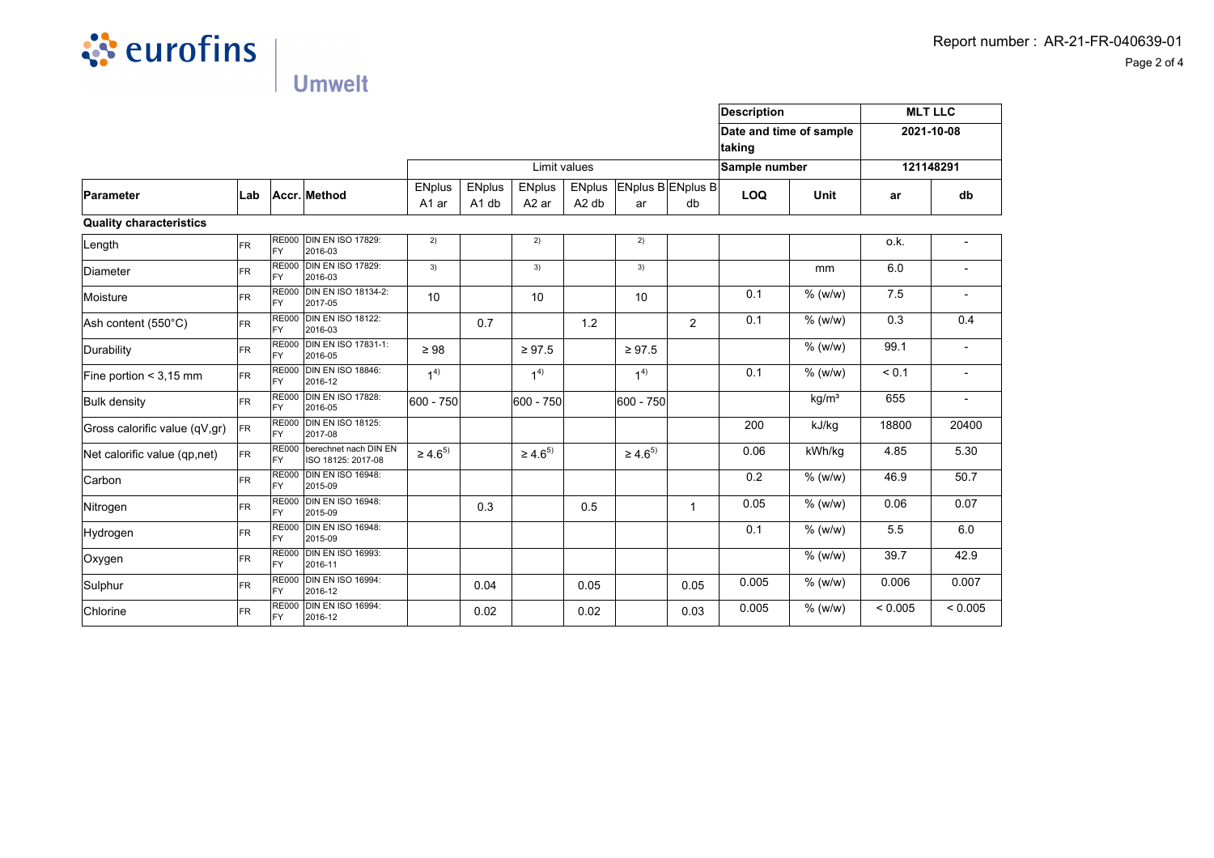| | | | | | | | | | | Description | | MLT LLC | |
|---|---|---|---|---|---|---|---|---|---|---|---|---|---|
| | | | | | | | | | | Date and time of sample taking | | 2021-10-08 | |
| | | | | Limit values | | | | | | Sample number | | 121148291 | |
| Parameter | Lab | Accr. | Method | ENplus A1 ar | ENplus A1 db | ENplus A2 ar | ENplus A2 db | ENplus B ar | ENplus B db | LOQ | Unit | ar | db |
| **Quality characteristics** | | | | | | | | | | | | | |
| Length | FR | RE000FY | DIN EN ISO 17829: 2016-03 | 2) | | 2) | | 2) | | | | o.k. | - |
| Diameter | FR | RE000FY | DIN EN ISO 17829: 2016-03 | 3) | | 3) | | 3) | | | mm | 6.0 | - |
| Moisture | FR | RE000FY | DIN EN ISO 18134-2: 2017-05 | 10 | | 10 | | 10 | | 0.1 | % (w/w) | 7.5 | - |
| Ash content (550°C) | FR | RE000FY | DIN EN ISO 18122: 2016-03 | | 0.7 | | 1.2 | | 2 | 0.1 | % (w/w) | 0.3 | 0.4 |
| Durability | FR | RE000FY | DIN EN ISO 17831-1: 2016-05 | ≥ 98 | | ≥ 97.5 | | ≥ 97.5 | | | % (w/w) | 99.1 | - |
| Fine portion < 3,15 mm | FR | RE000FY | DIN EN ISO 18846: 2016-12 | 1 4) | | 1 4) | | 1 4) | | 0.1 | % (w/w) | < 0.1 | - |
| Bulk density | FR | RE000FY | DIN EN ISO 17828: 2016-05 | 600 - 750 | | 600 - 750 | | 600 - 750 | | | kg/m³ | 655 | - |
| Gross calorific value (qV,gr) | FR | RE000FY | DIN EN ISO 18125: 2017-08 | | | | | | | 200 | kJ/kg | 18800 | 20400 |
| Net calorific value (qp,net) | FR | RE000FY | berechnet nach DIN EN ISO 18125: 2017-08 | ≥ 4.6 5) | | ≥ 4.6 5) | | ≥ 4.6 5) | | 0.06 | kWh/kg | 4.85 | 5.30 |
| Carbon | FR | RE000FY | DIN EN ISO 16948: 2015-09 | | | | | | | 0.2 | % (w/w) | 46.9 | 50.7 |
| Nitrogen | FR | RE000FY | DIN EN ISO 16948: 2015-09 | | 0.3 | | 0.5 | | 1 | 0.05 | % (w/w) | 0.06 | 0.07 |
| Hydrogen | FR | RE000FY | DIN EN ISO 16948: 2015-09 | | | | | | | 0.1 | % (w/w) | 5.5 | 6.0 |
| Oxygen | FR | RE000FY | DIN EN ISO 16993: 2016-11 | | | | | | | | % (w/w) | 39.7 | 42.9 |
| Sulphur | FR | RE000FY | DIN EN ISO 16994: 2016-12 | | 0.04 | | 0.05 | | 0.05 | 0.005 | % (w/w) | 0.006 | 0.007 |
| Chlorine | FR | RE000FY | DIN EN ISO 16994: 2016-12 | | 0.02 | | 0.02 | | 0.03 | 0.005 | % (w/w) | < 0.005 | < 0.005 |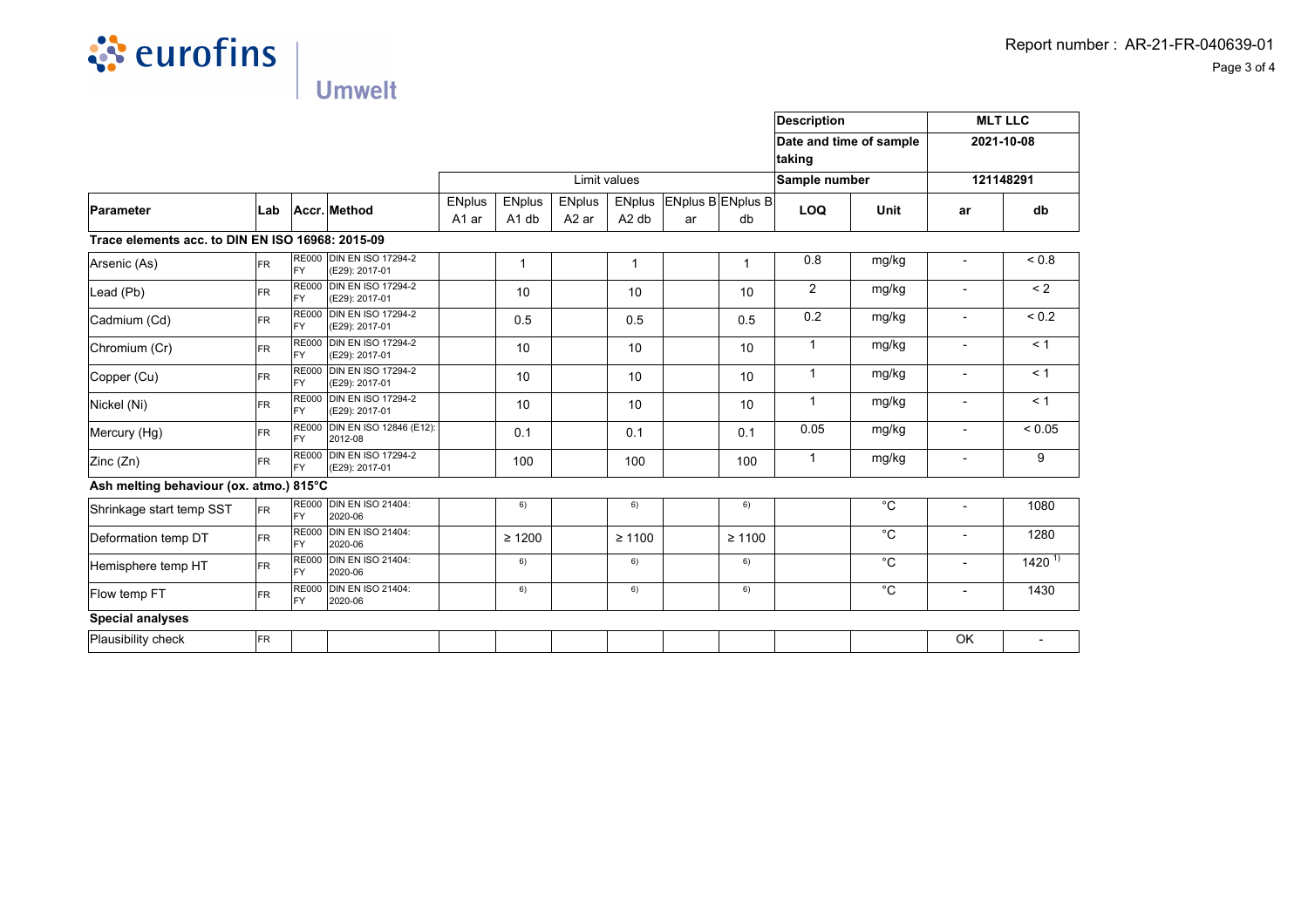| Parameter | Lab | Accr. | Method | Limit values | | | | | | Description | | MLT LLC | |
|---|---|---|---|---|---|---|---|---|---|---|---|---|---|
| | | | | | | | | | | Date and time of sample taking | | 2021-10-08 | |
| | | | | | | | | | | Sample number | | 121148291 | |
| | | | | ENplus A1 ar | ENplus A1 db | ENplus A2 ar | ENplus A2 db | ENplus B ar | ENplus B db | LOQ | Unit | ar | db |
| **Trace elements acc. to DIN EN ISO 16968: 2015-09** | | | | | | | | | | | | | |
| Arsenic (As) | FR | RE000 FY | DIN EN ISO 17294-2 (E29): 2017-01 | | 1 | | 1 | | 1 | 0.8 | mg/kg | - | < 0.8 |
| Lead (Pb) | FR | RE000 FY | DIN EN ISO 17294-2 (E29): 2017-01 | | 10 | | 10 | | 10 | 2 | mg/kg | - | < 2 |
| Cadmium (Cd) | FR | RE000 FY | DIN EN ISO 17294-2 (E29): 2017-01 | | 0.5 | | 0.5 | | 0.5 | 0.2 | mg/kg | - | < 0.2 |
| Chromium (Cr) | FR | RE000 FY | DIN EN ISO 17294-2 (E29): 2017-01 | | 10 | | 10 | | 10 | 1 | mg/kg | - | < 1 |
| Copper (Cu) | FR | RE000 FY | DIN EN ISO 17294-2 (E29): 2017-01 | | 10 | | 10 | | 10 | 1 | mg/kg | - | < 1 |
| Nickel (Ni) | FR | RE000 FY | DIN EN ISO 17294-2 (E29): 2017-01 | | 10 | | 10 | | 10 | 1 | mg/kg | - | < 1 |
| Mercury (Hg) | FR | RE000 FY | DIN EN ISO 12846 (E12): 2012-08 | | 0.1 | | 0.1 | | 0.1 | 0.05 | mg/kg | - | < 0.05 |
| Zinc (Zn) | FR | RE000 FY | DIN EN ISO 17294-2 (E29): 2017-01 | | 100 | | 100 | | 100 | 1 | mg/kg | - | 9 |
| **Ash melting behaviour (ox. atmo.) 815°C** | | | | | | | | | | | | | |
| Shrinkage start temp SST | FR | RE000 FY | DIN EN ISO 21404: 2020-06 | | 6) | | 6) | | 6) | | °C | - | 1080 |
| Deformation temp DT | FR | RE000 FY | DIN EN ISO 21404: 2020-06 | | ≥ 1200 | | ≥ 1100 | | ≥ 1100 | | °C | - | 1280 |
| Hemisphere temp HT | FR | RE000 FY | DIN EN ISO 21404: 2020-06 | | 6) | | 6) | | 6) | | °C | - | 1420 1) |
| Flow temp FT | FR | RE000 FY | DIN EN ISO 21404: 2020-06 | | 6) | | 6) | | 6) | | °C | - | 1430 |
| **Special analyses** | | | | | | | | | | | | | |
| Plausibility check | FR | | | | | | | | | | | OK | - |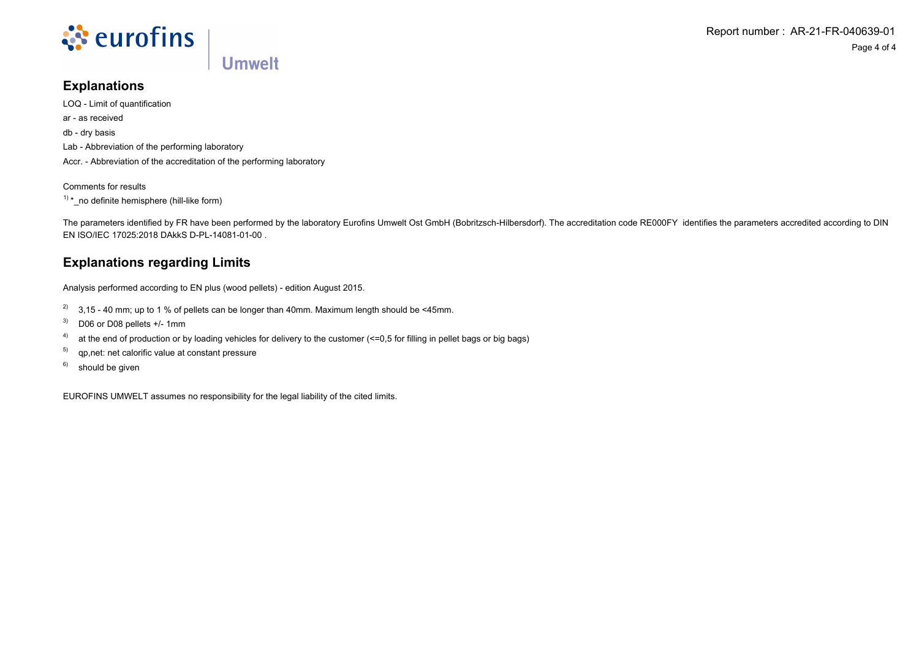## Explanations

LOQ - Limit of quantification

ar - as received

db - dry basis

Lab - Abbreviation of the performing laboratory

Accr. - Abbreviation of the accreditation of the performing laboratory

Comments for results

[1] *_no definite hemisphere (hill-like form)

The parameters identified by FR have been performed by the laboratory Eurofins Umwelt Ost GmbH (Bobritzsch-Hilbersdorf). The accreditation code RE000FY identifies the parameters accredited according to DIN EN ISO/IEC 17025:2018 DAkkS D-PL-14081-01-00 .

## Explanations regarding Limits

Analysis performed according to EN plus (wood pellets) - edition August 2015.

[2] 3,15 - 40 mm; up to 1 % of pellets can be longer than 40mm. Maximum length should be <45mm.

[3] D06 or D08 pellets +/- 1mm

[4] at the end of production or by loading vehicles for delivery to the customer (<=0,5 for filling in pellet bags or big bags)

[5] qp,net: net calorific value at constant pressure

[6] should be given

EUROFINS UMWELT assumes no responsibility for the legal liability of the cited limits.